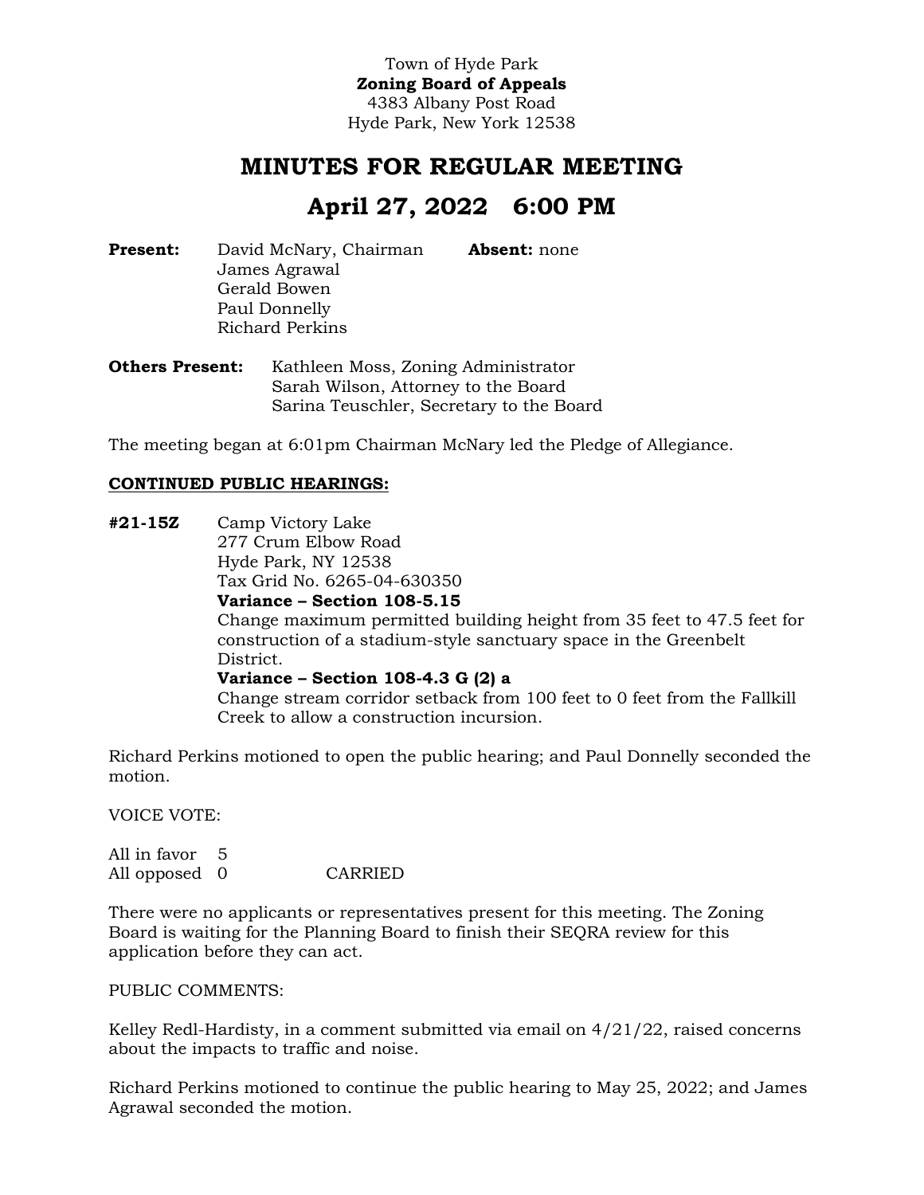Town of Hyde Park
**Zoning Board of Appeals**
4383 Albany Post Road
Hyde Park, New York 12538

# MINUTES FOR REGULAR MEETING

# April 27, 2022 6:00 PM

**Present:** David McNary, Chairman
James Agrawal
Gerald Bowen
Paul Donnelly
Richard Perkins

**Absent:** none

**Others Present:** Kathleen Moss, Zoning Administrator
Sarah Wilson, Attorney to the Board
Sarina Teuschler, Secretary to the Board

The meeting began at 6:01pm Chairman McNary led the Pledge of Allegiance.

**CONTINUED PUBLIC HEARINGS:**

**#21-15Z** Camp Victory Lake
277 Crum Elbow Road
Hyde Park, NY 12538
Tax Grid No. 6265-04-630350
**Variance – Section 108-5.15**
Change maximum permitted building height from 35 feet to 47.5 feet for construction of a stadium-style sanctuary space in the Greenbelt District.
**Variance – Section 108-4.3 G (2) a**
Change stream corridor setback from 100 feet to 0 feet from the Fallkill Creek to allow a construction incursion.

Richard Perkins motioned to open the public hearing; and Paul Donnelly seconded the motion.

VOICE VOTE:

All in favor 5
All opposed 0 CARRIED

There were no applicants or representatives present for this meeting. The Zoning Board is waiting for the Planning Board to finish their SEQRA review for this application before they can act.

PUBLIC COMMENTS:

Kelley Redl-Hardisty, in a comment submitted via email on 4/21/22, raised concerns about the impacts to traffic and noise.

Richard Perkins motioned to continue the public hearing to May 25, 2022; and James Agrawal seconded the motion.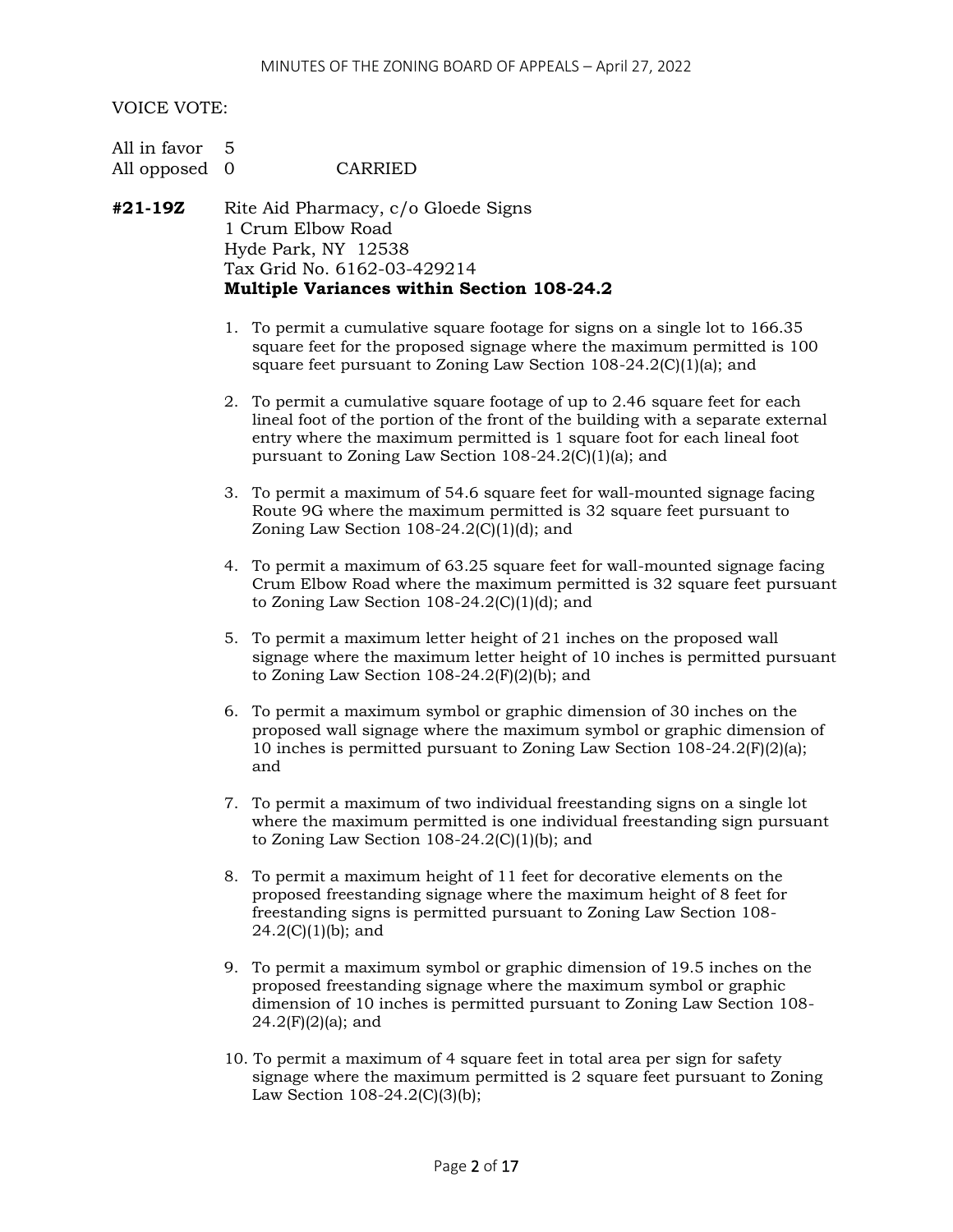VOICE VOTE:

All in favor 5
All opposed 0 CARRIED

**#21-19Z** Rite Aid Pharmacy, c/o Gloede Signs
1 Crum Elbow Road
Hyde Park, NY 12538
Tax Grid No. 6162-03-429214
**Multiple Variances within Section 108-24.2**

1. To permit a cumulative square footage for signs on a single lot to 166.35 square feet for the proposed signage where the maximum permitted is 100 square feet pursuant to Zoning Law Section 108-24.2(C)(1)(a); and

2. To permit a cumulative square footage of up to 2.46 square feet for each lineal foot of the portion of the front of the building with a separate external entry where the maximum permitted is 1 square foot for each lineal foot pursuant to Zoning Law Section 108-24.2(C)(1)(a); and

3. To permit a maximum of 54.6 square feet for wall-mounted signage facing Route 9G where the maximum permitted is 32 square feet pursuant to Zoning Law Section 108-24.2(C)(1)(d); and

4. To permit a maximum of 63.25 square feet for wall-mounted signage facing Crum Elbow Road where the maximum permitted is 32 square feet pursuant to Zoning Law Section 108-24.2(C)(1)(d); and

5. To permit a maximum letter height of 21 inches on the proposed wall signage where the maximum letter height of 10 inches is permitted pursuant to Zoning Law Section 108-24.2(F)(2)(b); and

6. To permit a maximum symbol or graphic dimension of 30 inches on the proposed wall signage where the maximum symbol or graphic dimension of 10 inches is permitted pursuant to Zoning Law Section 108-24.2(F)(2)(a); and

7. To permit a maximum of two individual freestanding signs on a single lot where the maximum permitted is one individual freestanding sign pursuant to Zoning Law Section 108-24.2(C)(1)(b); and

8. To permit a maximum height of 11 feet for decorative elements on the proposed freestanding signage where the maximum height of 8 feet for freestanding signs is permitted pursuant to Zoning Law Section 108-24.2(C)(1)(b); and

9. To permit a maximum symbol or graphic dimension of 19.5 inches on the proposed freestanding signage where the maximum symbol or graphic dimension of 10 inches is permitted pursuant to Zoning Law Section 108-24.2(F)(2)(a); and

10. To permit a maximum of 4 square feet in total area per sign for safety signage where the maximum permitted is 2 square feet pursuant to Zoning Law Section 108-24.2(C)(3)(b);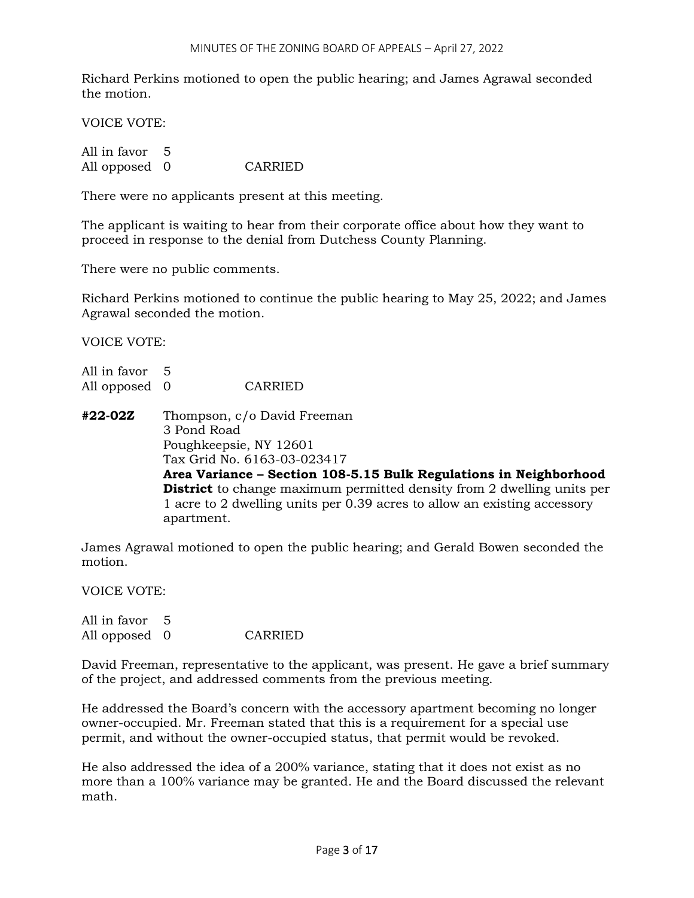Richard Perkins motioned to open the public hearing; and James Agrawal seconded the motion.

VOICE VOTE:

All in favor 5
All opposed 0 CARRIED

There were no applicants present at this meeting.

The applicant is waiting to hear from their corporate office about how they want to proceed in response to the denial from Dutchess County Planning.

There were no public comments.

Richard Perkins motioned to continue the public hearing to May 25, 2022; and James Agrawal seconded the motion.

VOICE VOTE:

All in favor 5
All opposed 0 CARRIED

**#22-02Z** Thompson, c/o David Freeman
3 Pond Road
Poughkeepsie, NY 12601
Tax Grid No. 6163-03-023417
**Area Variance – Section 108-5.15 Bulk Regulations in Neighborhood District** to change maximum permitted density from 2 dwelling units per 1 acre to 2 dwelling units per 0.39 acres to allow an existing accessory apartment.

James Agrawal motioned to open the public hearing; and Gerald Bowen seconded the motion.

VOICE VOTE:

All in favor 5
All opposed 0 CARRIED

David Freeman, representative to the applicant, was present. He gave a brief summary of the project, and addressed comments from the previous meeting.

He addressed the Board's concern with the accessory apartment becoming no longer owner-occupied. Mr. Freeman stated that this is a requirement for a special use permit, and without the owner-occupied status, that permit would be revoked.

He also addressed the idea of a 200% variance, stating that it does not exist as no more than a 100% variance may be granted. He and the Board discussed the relevant math.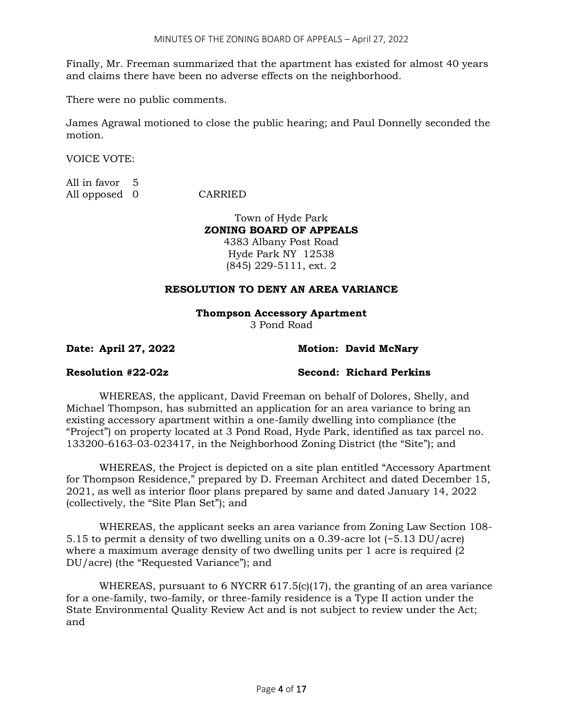Finally, Mr. Freeman summarized that the apartment has existed for almost 40 years and claims there have been no adverse effects on the neighborhood.

There were no public comments.

James Agrawal motioned to close the public hearing; and Paul Donnelly seconded the motion.

VOICE VOTE:

All in favor 5
All opposed 0 CARRIED

Town of Hyde Park
**ZONING BOARD OF APPEALS**
4383 Albany Post Road
Hyde Park NY 12538
(845) 229-5111, ext. 2

**RESOLUTION TO DENY AN AREA VARIANCE**

**Thompson Accessory Apartment**
3 Pond Road

**Date: April 27, 2022** **Motion: David McNary**

**Resolution #22-02z** **Second: Richard Perkins**

WHEREAS, the applicant, David Freeman on behalf of Dolores, Shelly, and Michael Thompson, has submitted an application for an area variance to bring an existing accessory apartment within a one-family dwelling into compliance (the "Project") on property located at 3 Pond Road, Hyde Park, identified as tax parcel no. 133200-6163-03-023417, in the Neighborhood Zoning District (the "Site"); and

WHEREAS, the Project is depicted on a site plan entitled "Accessory Apartment for Thompson Residence," prepared by D. Freeman Architect and dated December 15, 2021, as well as interior floor plans prepared by same and dated January 14, 2022 (collectively, the "Site Plan Set"); and

WHEREAS, the applicant seeks an area variance from Zoning Law Section 108-5.15 to permit a density of two dwelling units on a 0.39-acre lot (~5.13 DU/acre) where a maximum average density of two dwelling units per 1 acre is required (2 DU/acre) (the "Requested Variance"); and

WHEREAS, pursuant to 6 NYCRR 617.5(c)(17), the granting of an area variance for a one-family, two-family, or three-family residence is a Type II action under the State Environmental Quality Review Act and is not subject to review under the Act; and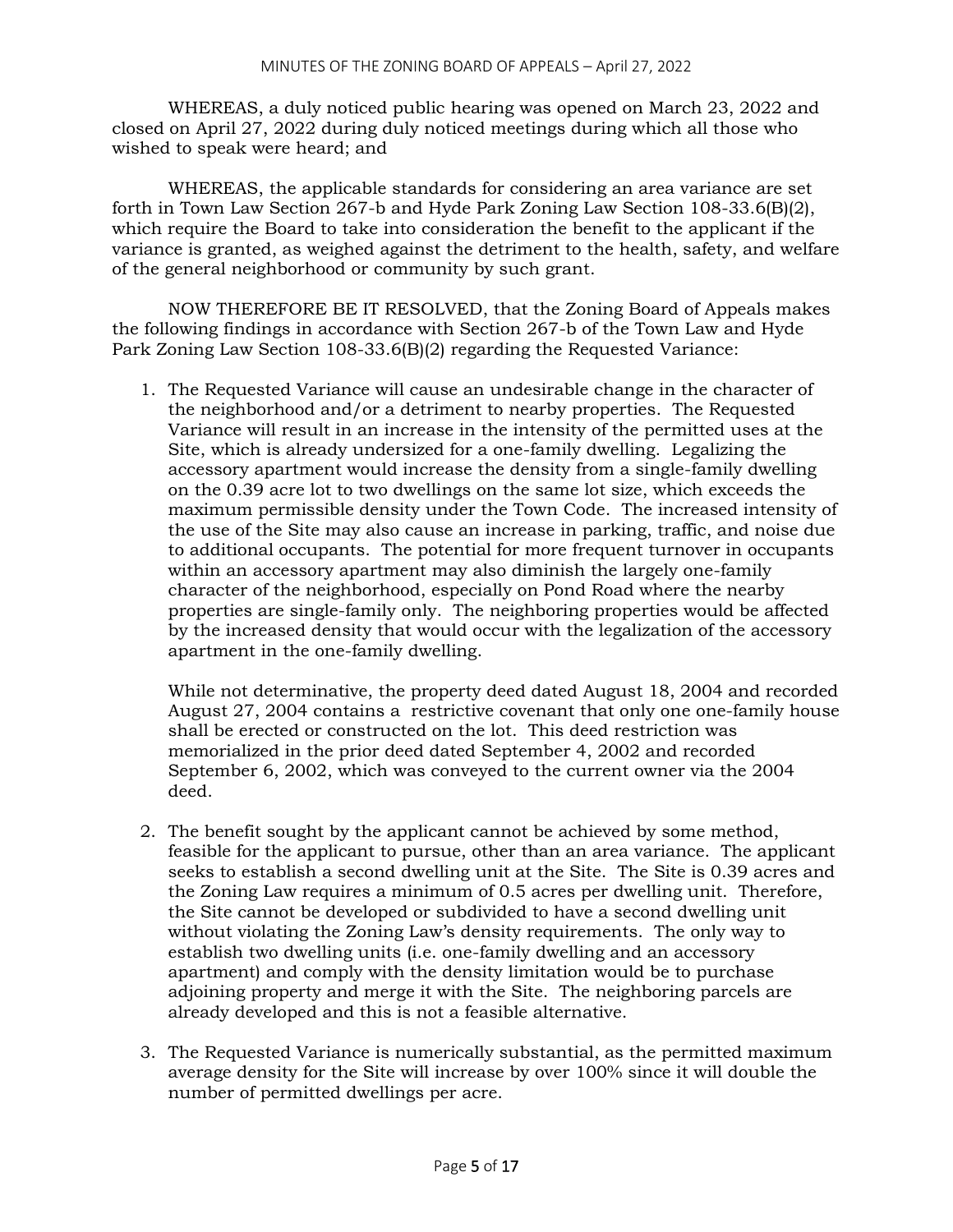WHEREAS, a duly noticed public hearing was opened on March 23, 2022 and closed on April 27, 2022 during duly noticed meetings during which all those who wished to speak were heard; and

WHEREAS, the applicable standards for considering an area variance are set forth in Town Law Section 267-b and Hyde Park Zoning Law Section 108-33.6(B)(2), which require the Board to take into consideration the benefit to the applicant if the variance is granted, as weighed against the detriment to the health, safety, and welfare of the general neighborhood or community by such grant.

NOW THEREFORE BE IT RESOLVED, that the Zoning Board of Appeals makes the following findings in accordance with Section 267-b of the Town Law and Hyde Park Zoning Law Section 108-33.6(B)(2) regarding the Requested Variance:

1. The Requested Variance will cause an undesirable change in the character of the neighborhood and/or a detriment to nearby properties. The Requested Variance will result in an increase in the intensity of the permitted uses at the Site, which is already undersized for a one-family dwelling. Legalizing the accessory apartment would increase the density from a single-family dwelling on the 0.39 acre lot to two dwellings on the same lot size, which exceeds the maximum permissible density under the Town Code. The increased intensity of the use of the Site may also cause an increase in parking, traffic, and noise due to additional occupants. The potential for more frequent turnover in occupants within an accessory apartment may also diminish the largely one-family character of the neighborhood, especially on Pond Road where the nearby properties are single-family only. The neighboring properties would be affected by the increased density that would occur with the legalization of the accessory apartment in the one-family dwelling.

   While not determinative, the property deed dated August 18, 2004 and recorded August 27, 2004 contains a restrictive covenant that only one one-family house shall be erected or constructed on the lot. This deed restriction was memorialized in the prior deed dated September 4, 2002 and recorded September 6, 2002, which was conveyed to the current owner via the 2004 deed.

2. The benefit sought by the applicant cannot be achieved by some method, feasible for the applicant to pursue, other than an area variance. The applicant seeks to establish a second dwelling unit at the Site. The Site is 0.39 acres and the Zoning Law requires a minimum of 0.5 acres per dwelling unit. Therefore, the Site cannot be developed or subdivided to have a second dwelling unit without violating the Zoning Law's density requirements. The only way to establish two dwelling units (i.e. one-family dwelling and an accessory apartment) and comply with the density limitation would be to purchase adjoining property and merge it with the Site. The neighboring parcels are already developed and this is not a feasible alternative.

3. The Requested Variance is numerically substantial, as the permitted maximum average density for the Site will increase by over 100% since it will double the number of permitted dwellings per acre.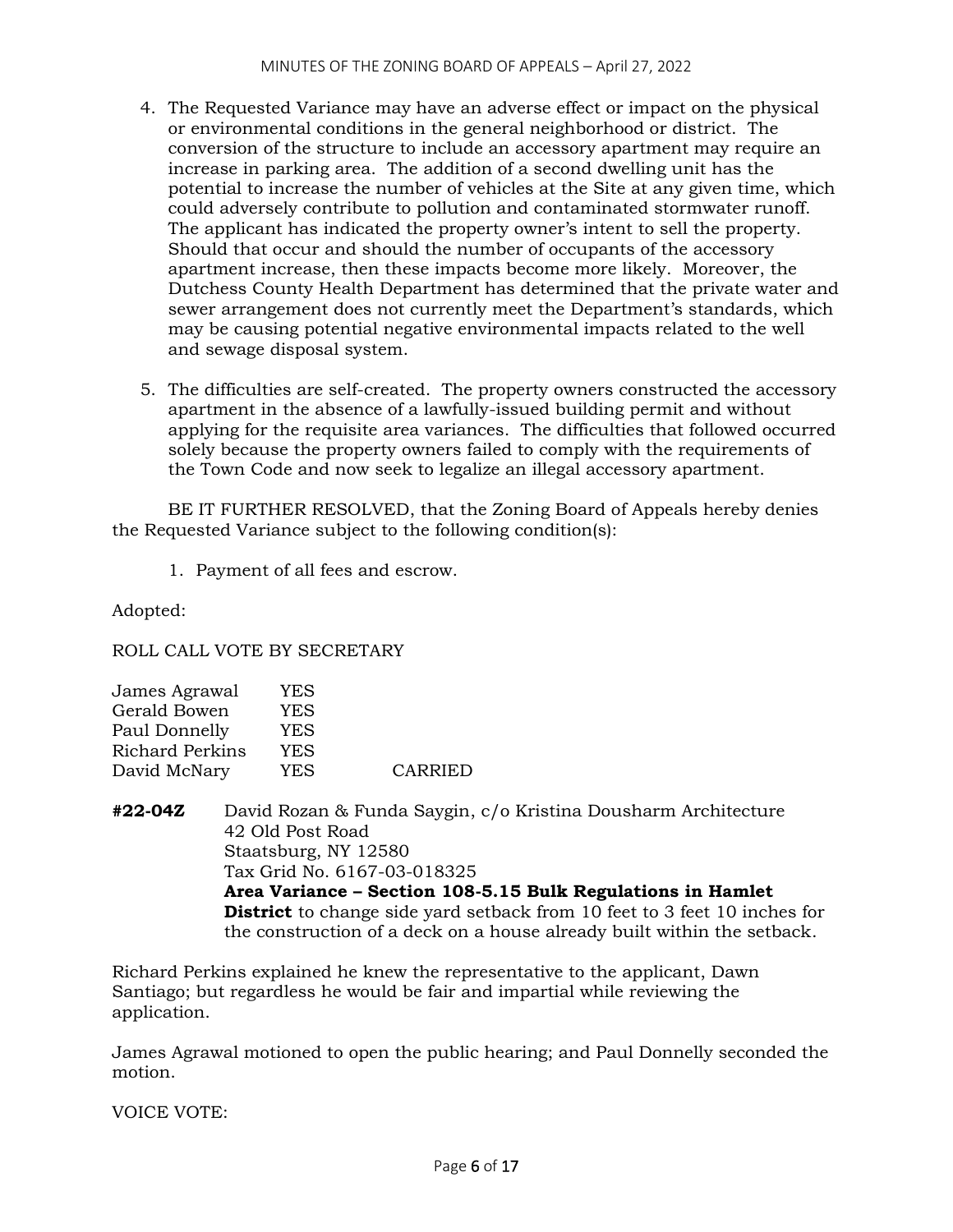4. The Requested Variance may have an adverse effect or impact on the physical or environmental conditions in the general neighborhood or district. The conversion of the structure to include an accessory apartment may require an increase in parking area. The addition of a second dwelling unit has the potential to increase the number of vehicles at the Site at any given time, which could adversely contribute to pollution and contaminated stormwater runoff. The applicant has indicated the property owner's intent to sell the property. Should that occur and should the number of occupants of the accessory apartment increase, then these impacts become more likely. Moreover, the Dutchess County Health Department has determined that the private water and sewer arrangement does not currently meet the Department's standards, which may be causing potential negative environmental impacts related to the well and sewage disposal system.

5. The difficulties are self-created. The property owners constructed the accessory apartment in the absence of a lawfully-issued building permit and without applying for the requisite area variances. The difficulties that followed occurred solely because the property owners failed to comply with the requirements of the Town Code and now seek to legalize an illegal accessory apartment.

BE IT FURTHER RESOLVED, that the Zoning Board of Appeals hereby denies the Requested Variance subject to the following condition(s):

1. Payment of all fees and escrow.

Adopted:

ROLL CALL VOTE BY SECRETARY

| | | |
|---|---|---|
| James Agrawal | YES | |
| Gerald Bowen | YES | |
| Paul Donnelly | YES | |
| Richard Perkins | YES | |
| David McNary | YES | CARRIED |

**#22-04Z** David Rozan & Funda Saygin, c/o Kristina Dousharm Architecture
42 Old Post Road
Staatsburg, NY 12580
Tax Grid No. 6167-03-018325
**Area Variance – Section 108-5.15 Bulk Regulations in Hamlet District** to change side yard setback from 10 feet to 3 feet 10 inches for the construction of a deck on a house already built within the setback.

Richard Perkins explained he knew the representative to the applicant, Dawn Santiago; but regardless he would be fair and impartial while reviewing the application.

James Agrawal motioned to open the public hearing; and Paul Donnelly seconded the motion.

VOICE VOTE: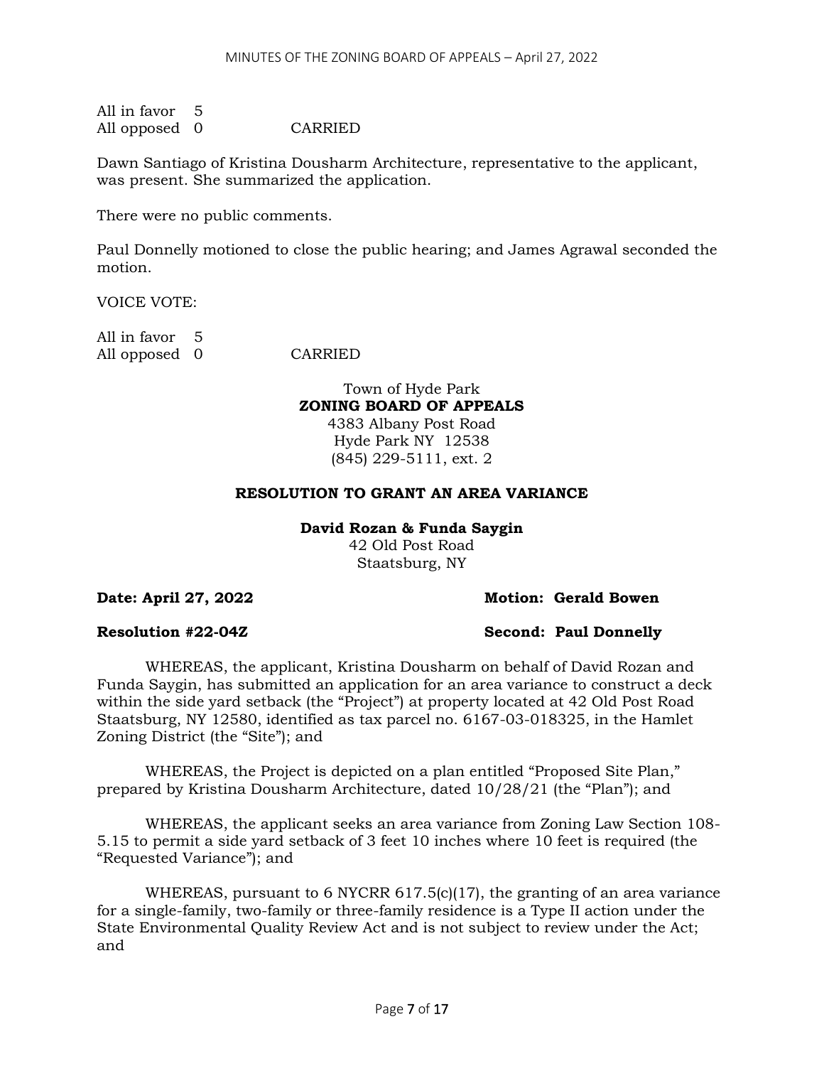All in favor 5
All opposed 0 CARRIED

Dawn Santiago of Kristina Dousharm Architecture, representative to the applicant, was present. She summarized the application.

There were no public comments.

Paul Donnelly motioned to close the public hearing; and James Agrawal seconded the motion.

VOICE VOTE:

All in favor 5
All opposed 0 CARRIED

Town of Hyde Park
**ZONING BOARD OF APPEALS**
4383 Albany Post Road
Hyde Park NY 12538
(845) 229-5111, ext. 2

**RESOLUTION TO GRANT AN AREA VARIANCE**

**David Rozan & Funda Saygin**
42 Old Post Road
Staatsburg, NY

**Date: April 27, 2022** **Motion: Gerald Bowen**

**Resolution #22-04Z** **Second: Paul Donnelly**

WHEREAS, the applicant, Kristina Dousharm on behalf of David Rozan and Funda Saygin, has submitted an application for an area variance to construct a deck within the side yard setback (the "Project") at property located at 42 Old Post Road Staatsburg, NY 12580, identified as tax parcel no. 6167-03-018325, in the Hamlet Zoning District (the "Site"); and

WHEREAS, the Project is depicted on a plan entitled "Proposed Site Plan," prepared by Kristina Dousharm Architecture, dated 10/28/21 (the "Plan"); and

WHEREAS, the applicant seeks an area variance from Zoning Law Section 108-5.15 to permit a side yard setback of 3 feet 10 inches where 10 feet is required (the "Requested Variance"); and

WHEREAS, pursuant to 6 NYCRR 617.5(c)(17), the granting of an area variance for a single-family, two-family or three-family residence is a Type II action under the State Environmental Quality Review Act and is not subject to review under the Act; and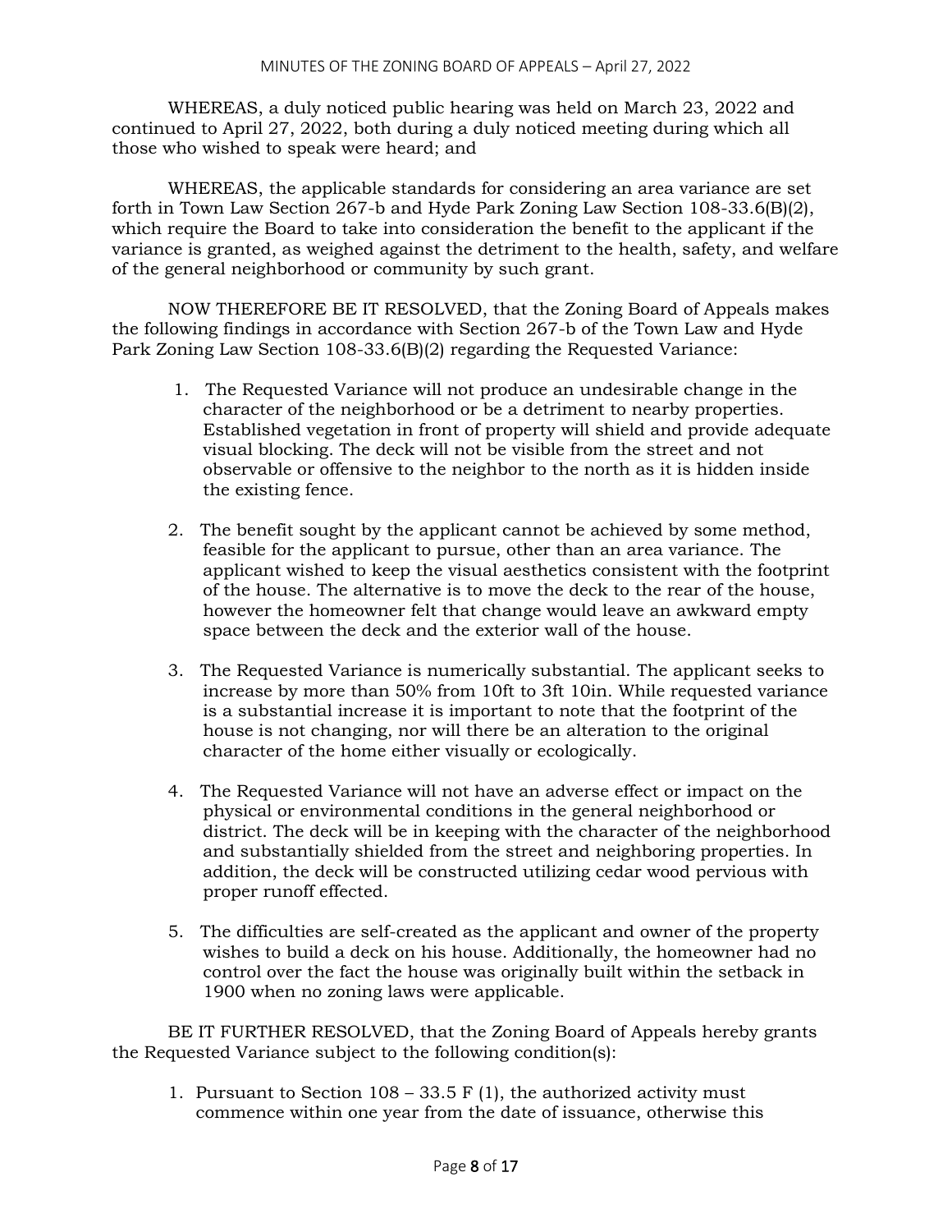WHEREAS, a duly noticed public hearing was held on March 23, 2022 and continued to April 27, 2022, both during a duly noticed meeting during which all those who wished to speak were heard; and

WHEREAS, the applicable standards for considering an area variance are set forth in Town Law Section 267-b and Hyde Park Zoning Law Section 108-33.6(B)(2), which require the Board to take into consideration the benefit to the applicant if the variance is granted, as weighed against the detriment to the health, safety, and welfare of the general neighborhood or community by such grant.

NOW THEREFORE BE IT RESOLVED, that the Zoning Board of Appeals makes the following findings in accordance with Section 267-b of the Town Law and Hyde Park Zoning Law Section 108-33.6(B)(2) regarding the Requested Variance:

1. The Requested Variance will not produce an undesirable change in the character of the neighborhood or be a detriment to nearby properties. Established vegetation in front of property will shield and provide adequate visual blocking. The deck will not be visible from the street and not observable or offensive to the neighbor to the north as it is hidden inside the existing fence.

2. The benefit sought by the applicant cannot be achieved by some method, feasible for the applicant to pursue, other than an area variance. The applicant wished to keep the visual aesthetics consistent with the footprint of the house. The alternative is to move the deck to the rear of the house, however the homeowner felt that change would leave an awkward empty space between the deck and the exterior wall of the house.

3. The Requested Variance is numerically substantial. The applicant seeks to increase by more than 50% from 10ft to 3ft 10in. While requested variance is a substantial increase it is important to note that the footprint of the house is not changing, nor will there be an alteration to the original character of the home either visually or ecologically.

4. The Requested Variance will not have an adverse effect or impact on the physical or environmental conditions in the general neighborhood or district. The deck will be in keeping with the character of the neighborhood and substantially shielded from the street and neighboring properties. In addition, the deck will be constructed utilizing cedar wood pervious with proper runoff effected.

5. The difficulties are self-created as the applicant and owner of the property wishes to build a deck on his house. Additionally, the homeowner had no control over the fact the house was originally built within the setback in 1900 when no zoning laws were applicable.

BE IT FURTHER RESOLVED, that the Zoning Board of Appeals hereby grants the Requested Variance subject to the following condition(s):

1. Pursuant to Section 108 – 33.5 F (1), the authorized activity must commence within one year from the date of issuance, otherwise this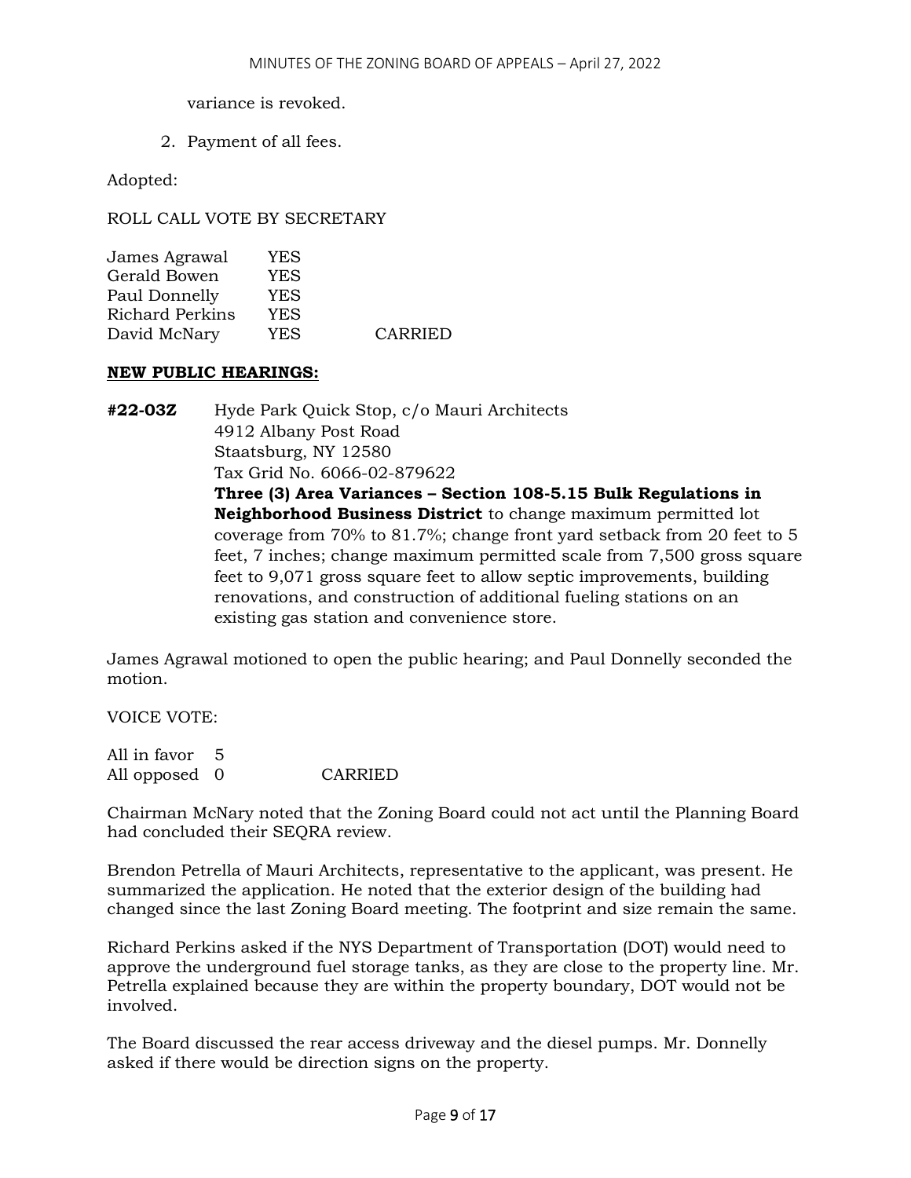variance is revoked.

2. Payment of all fees.

Adopted:

ROLL CALL VOTE BY SECRETARY

| | | |
|---|---|---|
| James Agrawal | YES | |
| Gerald Bowen | YES | |
| Paul Donnelly | YES | |
| Richard Perkins | YES | |
| David McNary | YES | CARRIED |

**NEW PUBLIC HEARINGS:**

**#22-03Z** Hyde Park Quick Stop, c/o Mauri Architects
4912 Albany Post Road
Staatsburg, NY 12580
Tax Grid No. 6066-02-879622
**Three (3) Area Variances – Section 108-5.15 Bulk Regulations in Neighborhood Business District** to change maximum permitted lot coverage from 70% to 81.7%; change front yard setback from 20 feet to 5 feet, 7 inches; change maximum permitted scale from 7,500 gross square feet to 9,071 gross square feet to allow septic improvements, building renovations, and construction of additional fueling stations on an existing gas station and convenience store.

James Agrawal motioned to open the public hearing; and Paul Donnelly seconded the motion.

VOICE VOTE:

| | | |
|---|---|---|
| All in favor | 5 | |
| All opposed | 0 | CARRIED |

Chairman McNary noted that the Zoning Board could not act until the Planning Board had concluded their SEQRA review.

Brendon Petrella of Mauri Architects, representative to the applicant, was present. He summarized the application. He noted that the exterior design of the building had changed since the last Zoning Board meeting. The footprint and size remain the same.

Richard Perkins asked if the NYS Department of Transportation (DOT) would need to approve the underground fuel storage tanks, as they are close to the property line. Mr. Petrella explained because they are within the property boundary, DOT would not be involved.

The Board discussed the rear access driveway and the diesel pumps. Mr. Donnelly asked if there would be direction signs on the property.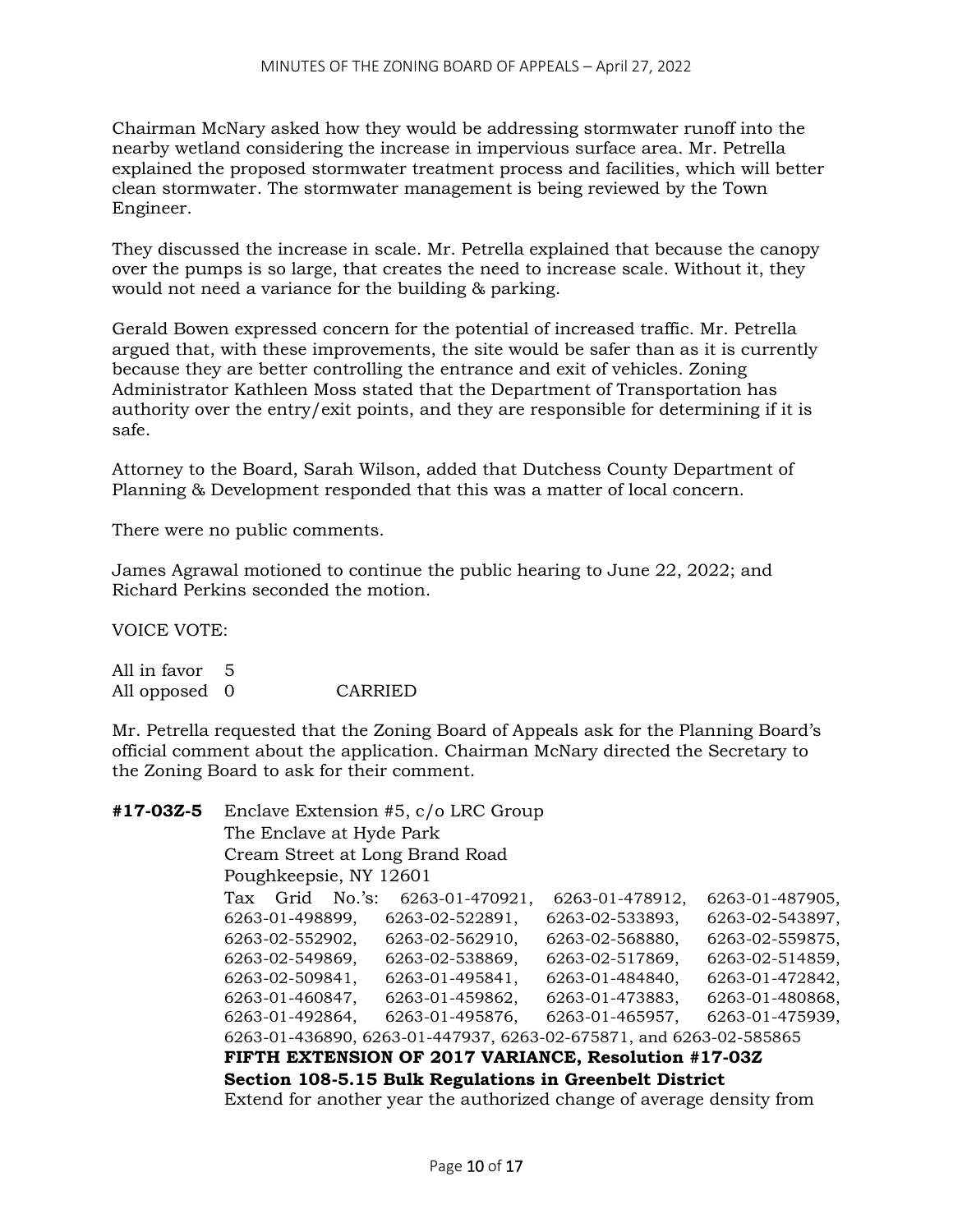Chairman McNary asked how they would be addressing stormwater runoff into the nearby wetland considering the increase in impervious surface area. Mr. Petrella explained the proposed stormwater treatment process and facilities, which will better clean stormwater. The stormwater management is being reviewed by the Town Engineer.

They discussed the increase in scale. Mr. Petrella explained that because the canopy over the pumps is so large, that creates the need to increase scale. Without it, they would not need a variance for the building & parking.

Gerald Bowen expressed concern for the potential of increased traffic. Mr. Petrella argued that, with these improvements, the site would be safer than as it is currently because they are better controlling the entrance and exit of vehicles. Zoning Administrator Kathleen Moss stated that the Department of Transportation has authority over the entry/exit points, and they are responsible for determining if it is safe.

Attorney to the Board, Sarah Wilson, added that Dutchess County Department of Planning & Development responded that this was a matter of local concern.

There were no public comments.

James Agrawal motioned to continue the public hearing to June 22, 2022; and Richard Perkins seconded the motion.

VOICE VOTE:

All in favor 5
All opposed 0 CARRIED

Mr. Petrella requested that the Zoning Board of Appeals ask for the Planning Board's official comment about the application. Chairman McNary directed the Secretary to the Zoning Board to ask for their comment.

**#17-03Z-5** Enclave Extension #5, c/o LRC Group
The Enclave at Hyde Park
Cream Street at Long Brand Road
Poughkeepsie, NY 12601
Tax Grid No.'s: 6263-01-470921, 6263-01-478912, 6263-01-487905, 6263-01-498899, 6263-02-522891, 6263-02-533893, 6263-02-543897, 6263-02-552902, 6263-02-562910, 6263-02-568880, 6263-02-559875, 6263-02-549869, 6263-02-538869, 6263-02-517869, 6263-02-514859, 6263-02-509841, 6263-01-495841, 6263-01-484840, 6263-01-472842, 6263-01-460847, 6263-01-459862, 6263-01-473883, 6263-01-480868, 6263-01-492864, 6263-01-495876, 6263-01-465957, 6263-01-475939, 6263-01-436890, 6263-01-447937, 6263-02-675871, and 6263-02-585865
**FIFTH EXTENSION OF 2017 VARIANCE, Resolution #17-03Z**
**Section 108-5.15 Bulk Regulations in Greenbelt District**
Extend for another year the authorized change of average density from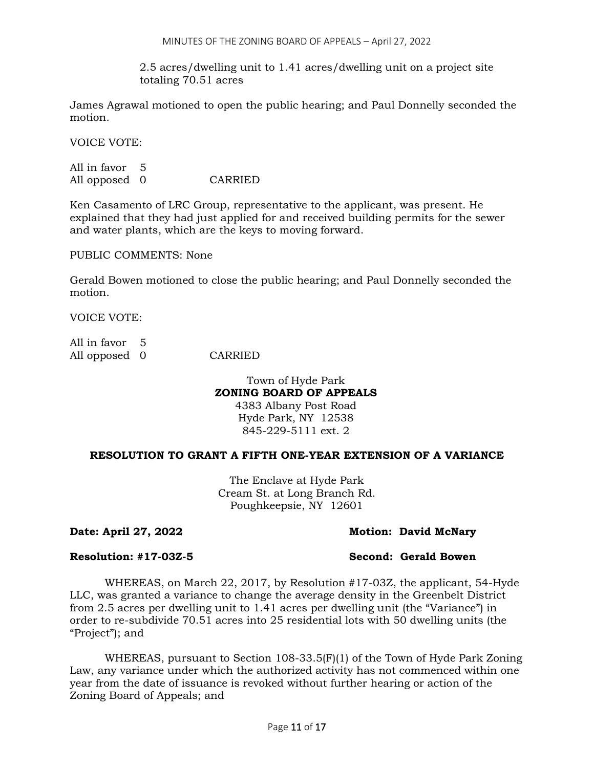2.5 acres/dwelling unit to 1.41 acres/dwelling unit on a project site totaling 70.51 acres

James Agrawal motioned to open the public hearing; and Paul Donnelly seconded the motion.

VOICE VOTE:

All in favor 5
All opposed 0 CARRIED

Ken Casamento of LRC Group, representative to the applicant, was present. He explained that they had just applied for and received building permits for the sewer and water plants, which are the keys to moving forward.

PUBLIC COMMENTS: None

Gerald Bowen motioned to close the public hearing; and Paul Donnelly seconded the motion.

VOICE VOTE:

All in favor 5
All opposed 0 CARRIED

Town of Hyde Park
**ZONING BOARD OF APPEALS**
4383 Albany Post Road
Hyde Park, NY 12538
845-229-5111 ext. 2

**RESOLUTION TO GRANT A FIFTH ONE-YEAR EXTENSION OF A VARIANCE**

The Enclave at Hyde Park
Cream St. at Long Branch Rd.
Poughkeepsie, NY 12601

**Date: April 27, 2022** **Motion: David McNary**

**Resolution: #17-03Z-5** **Second: Gerald Bowen**

WHEREAS, on March 22, 2017, by Resolution #17-03Z, the applicant, 54-Hyde LLC, was granted a variance to change the average density in the Greenbelt District from 2.5 acres per dwelling unit to 1.41 acres per dwelling unit (the "Variance") in order to re-subdivide 70.51 acres into 25 residential lots with 50 dwelling units (the "Project"); and

WHEREAS, pursuant to Section 108-33.5(F)(1) of the Town of Hyde Park Zoning Law, any variance under which the authorized activity has not commenced within one year from the date of issuance is revoked without further hearing or action of the Zoning Board of Appeals; and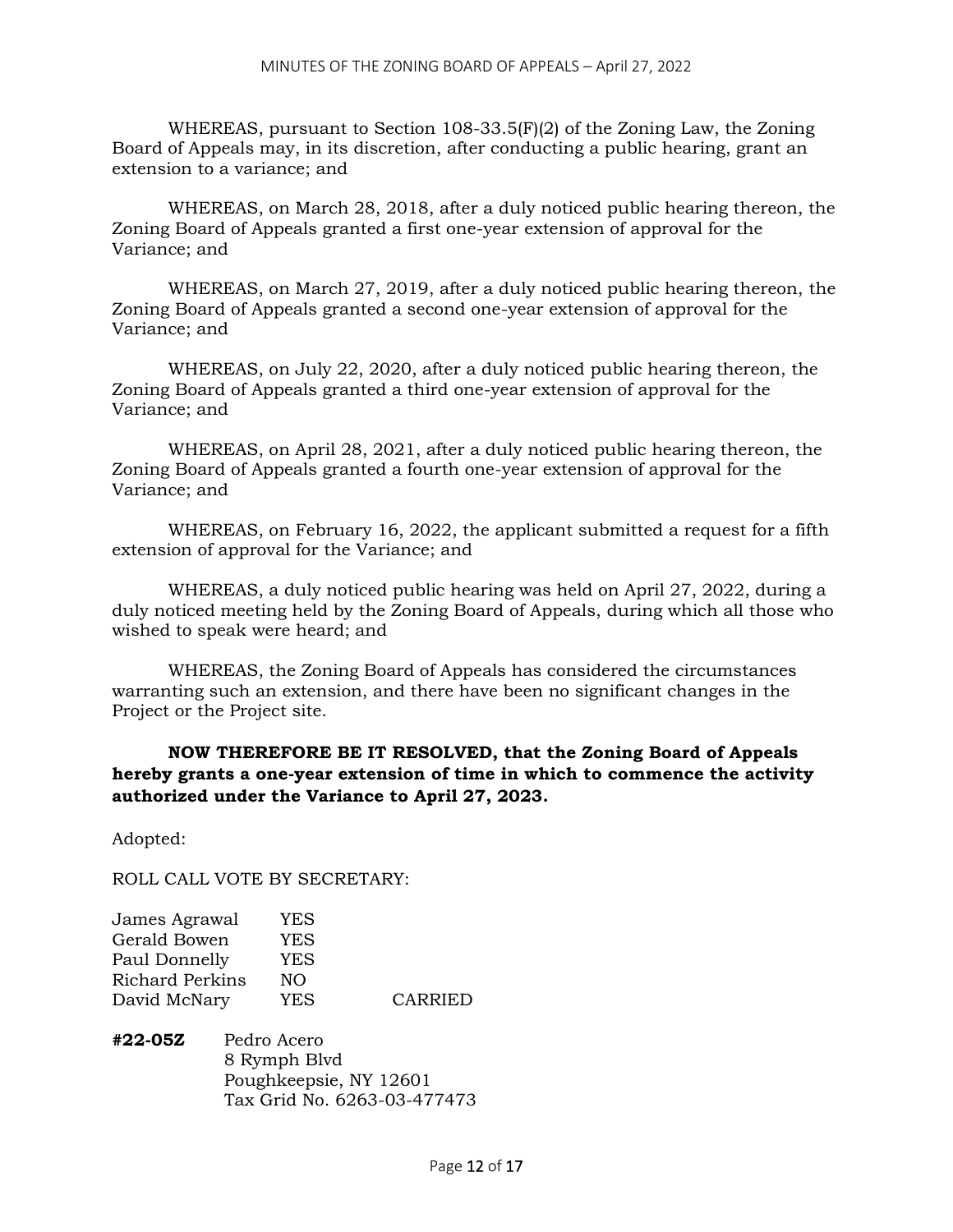WHEREAS, pursuant to Section 108-33.5(F)(2) of the Zoning Law, the Zoning Board of Appeals may, in its discretion, after conducting a public hearing, grant an extension to a variance; and

WHEREAS, on March 28, 2018, after a duly noticed public hearing thereon, the Zoning Board of Appeals granted a first one-year extension of approval for the Variance; and

WHEREAS, on March 27, 2019, after a duly noticed public hearing thereon, the Zoning Board of Appeals granted a second one-year extension of approval for the Variance; and

WHEREAS, on July 22, 2020, after a duly noticed public hearing thereon, the Zoning Board of Appeals granted a third one-year extension of approval for the Variance; and

WHEREAS, on April 28, 2021, after a duly noticed public hearing thereon, the Zoning Board of Appeals granted a fourth one-year extension of approval for the Variance; and

WHEREAS, on February 16, 2022, the applicant submitted a request for a fifth extension of approval for the Variance; and

WHEREAS, a duly noticed public hearing was held on April 27, 2022, during a duly noticed meeting held by the Zoning Board of Appeals, during which all those who wished to speak were heard; and

WHEREAS, the Zoning Board of Appeals has considered the circumstances warranting such an extension, and there have been no significant changes in the Project or the Project site.

**NOW THEREFORE BE IT RESOLVED, that the Zoning Board of Appeals hereby grants a one-year extension of time in which to commence the activity authorized under the Variance to April 27, 2023.**

Adopted:

ROLL CALL VOTE BY SECRETARY:

| | | |
|---|---|---|
| James Agrawal | YES | |
| Gerald Bowen | YES | |
| Paul Donnelly | YES | |
| Richard Perkins | NO | |
| David McNary | YES | CARRIED |

**#22-05Z** Pedro Acero
8 Rymph Blvd
Poughkeepsie, NY 12601
Tax Grid No. 6263-03-477473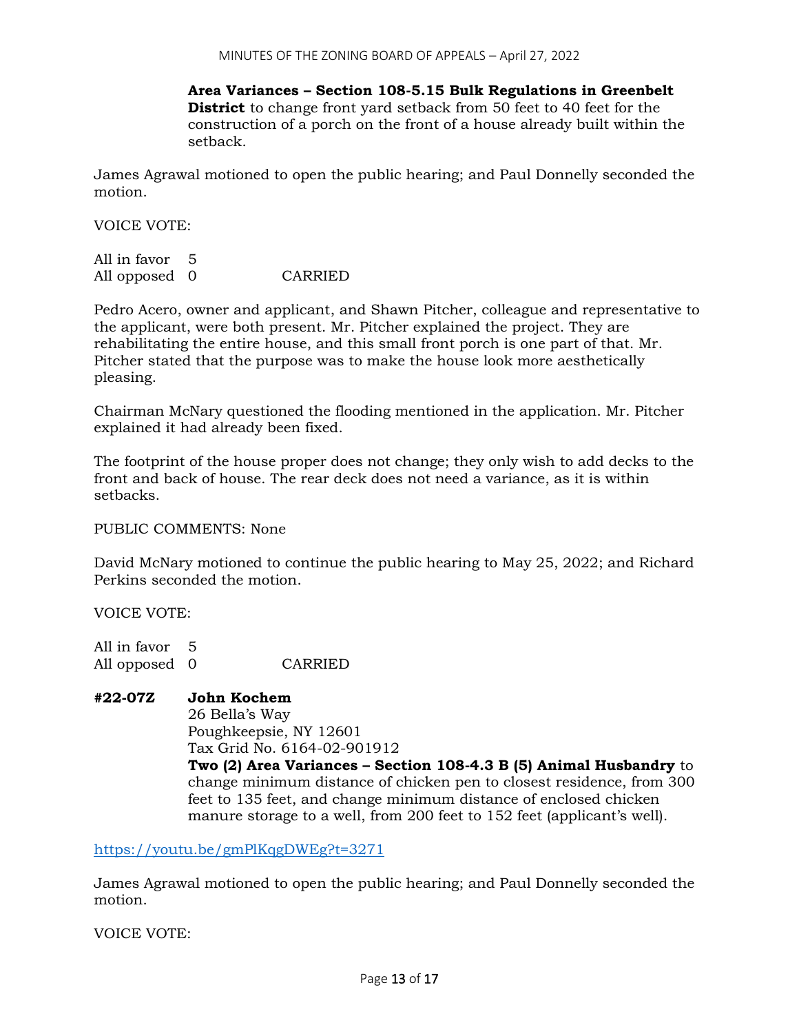**Area Variances – Section 108-5.15 Bulk Regulations in Greenbelt District** to change front yard setback from 50 feet to 40 feet for the construction of a porch on the front of a house already built within the setback.

James Agrawal motioned to open the public hearing; and Paul Donnelly seconded the motion.

VOICE VOTE:

All in favor 5
All opposed 0 CARRIED

Pedro Acero, owner and applicant, and Shawn Pitcher, colleague and representative to the applicant, were both present. Mr. Pitcher explained the project. They are rehabilitating the entire house, and this small front porch is one part of that. Mr. Pitcher stated that the purpose was to make the house look more aesthetically pleasing.

Chairman McNary questioned the flooding mentioned in the application. Mr. Pitcher explained it had already been fixed.

The footprint of the house proper does not change; they only wish to add decks to the front and back of house. The rear deck does not need a variance, as it is within setbacks.

PUBLIC COMMENTS: None

David McNary motioned to continue the public hearing to May 25, 2022; and Richard Perkins seconded the motion.

VOICE VOTE:

All in favor 5
All opposed 0 CARRIED

**#22-07Z** **John Kochem**
26 Bella's Way
Poughkeepsie, NY 12601
Tax Grid No. 6164-02-901912
**Two (2) Area Variances – Section 108-4.3 B (5) Animal Husbandry** to change minimum distance of chicken pen to closest residence, from 300 feet to 135 feet, and change minimum distance of enclosed chicken manure storage to a well, from 200 feet to 152 feet (applicant's well).

https://youtu.be/gmPlKqgDWEg?t=3271

James Agrawal motioned to open the public hearing; and Paul Donnelly seconded the motion.

VOICE VOTE: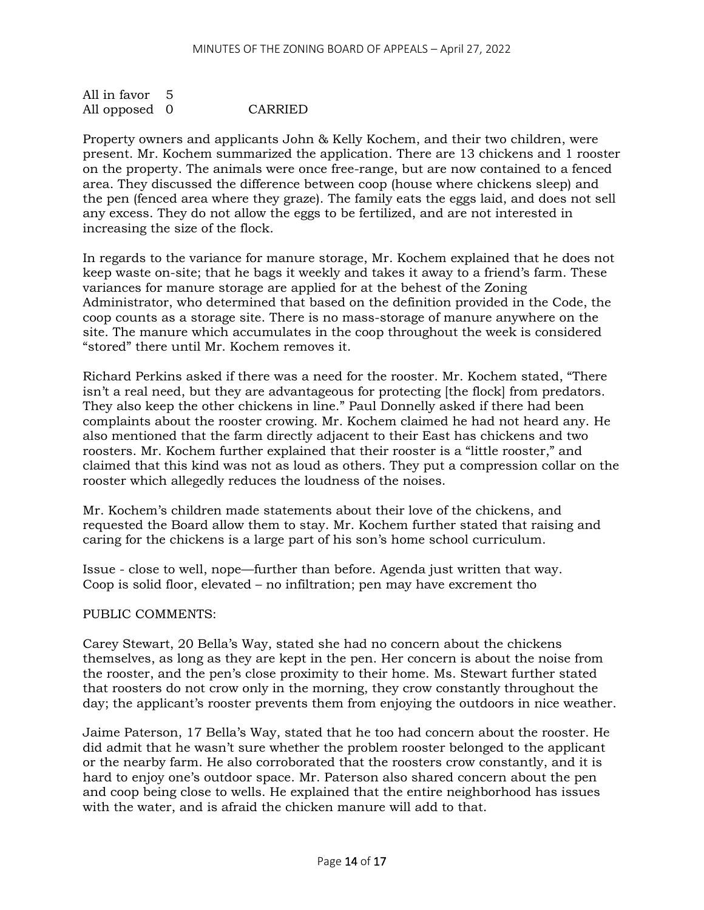All in favor 5
All opposed 0 CARRIED

Property owners and applicants John & Kelly Kochem, and their two children, were present. Mr. Kochem summarized the application. There are 13 chickens and 1 rooster on the property. The animals were once free-range, but are now contained to a fenced area. They discussed the difference between coop (house where chickens sleep) and the pen (fenced area where they graze). The family eats the eggs laid, and does not sell any excess. They do not allow the eggs to be fertilized, and are not interested in increasing the size of the flock.

In regards to the variance for manure storage, Mr. Kochem explained that he does not keep waste on-site; that he bags it weekly and takes it away to a friend's farm. These variances for manure storage are applied for at the behest of the Zoning Administrator, who determined that based on the definition provided in the Code, the coop counts as a storage site. There is no mass-storage of manure anywhere on the site. The manure which accumulates in the coop throughout the week is considered "stored" there until Mr. Kochem removes it.

Richard Perkins asked if there was a need for the rooster. Mr. Kochem stated, "There isn't a real need, but they are advantageous for protecting [the flock] from predators. They also keep the other chickens in line." Paul Donnelly asked if there had been complaints about the rooster crowing. Mr. Kochem claimed he had not heard any. He also mentioned that the farm directly adjacent to their East has chickens and two roosters. Mr. Kochem further explained that their rooster is a "little rooster," and claimed that this kind was not as loud as others. They put a compression collar on the rooster which allegedly reduces the loudness of the noises.

Mr. Kochem's children made statements about their love of the chickens, and requested the Board allow them to stay. Mr. Kochem further stated that raising and caring for the chickens is a large part of his son's home school curriculum.

Issue - close to well, nope—further than before. Agenda just written that way.
Coop is solid floor, elevated – no infiltration; pen may have excrement tho

PUBLIC COMMENTS:

Carey Stewart, 20 Bella's Way, stated she had no concern about the chickens themselves, as long as they are kept in the pen. Her concern is about the noise from the rooster, and the pen's close proximity to their home. Ms. Stewart further stated that roosters do not crow only in the morning, they crow constantly throughout the day; the applicant's rooster prevents them from enjoying the outdoors in nice weather.

Jaime Paterson, 17 Bella's Way, stated that he too had concern about the rooster. He did admit that he wasn't sure whether the problem rooster belonged to the applicant or the nearby farm. He also corroborated that the roosters crow constantly, and it is hard to enjoy one's outdoor space. Mr. Paterson also shared concern about the pen and coop being close to wells. He explained that the entire neighborhood has issues with the water, and is afraid the chicken manure will add to that.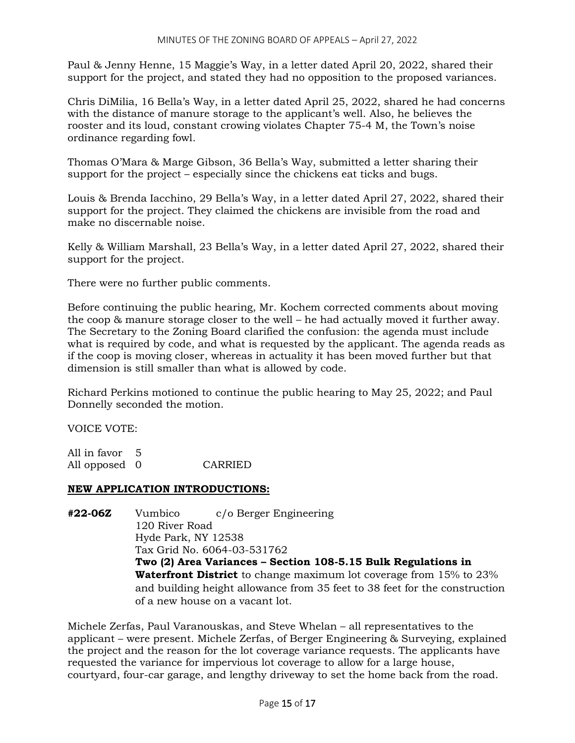Paul & Jenny Henne, 15 Maggie's Way, in a letter dated April 20, 2022, shared their support for the project, and stated they had no opposition to the proposed variances.

Chris DiMilia, 16 Bella's Way, in a letter dated April 25, 2022, shared he had concerns with the distance of manure storage to the applicant's well. Also, he believes the rooster and its loud, constant crowing violates Chapter 75-4 M, the Town's noise ordinance regarding fowl.

Thomas O'Mara & Marge Gibson, 36 Bella's Way, submitted a letter sharing their support for the project – especially since the chickens eat ticks and bugs.

Louis & Brenda Iacchino, 29 Bella's Way, in a letter dated April 27, 2022, shared their support for the project. They claimed the chickens are invisible from the road and make no discernable noise.

Kelly & William Marshall, 23 Bella's Way, in a letter dated April 27, 2022, shared their support for the project.

There were no further public comments.

Before continuing the public hearing, Mr. Kochem corrected comments about moving the coop & manure storage closer to the well – he had actually moved it further away. The Secretary to the Zoning Board clarified the confusion: the agenda must include what is required by code, and what is requested by the applicant. The agenda reads as if the coop is moving closer, whereas in actuality it has been moved further but that dimension is still smaller than what is allowed by code.

Richard Perkins motioned to continue the public hearing to May 25, 2022; and Paul Donnelly seconded the motion.

VOICE VOTE:

All in favor 5
All opposed 0 CARRIED

**NEW APPLICATION INTRODUCTIONS:**

**#22-06Z** Vumbico c/o Berger Engineering
120 River Road
Hyde Park, NY 12538
Tax Grid No. 6064-03-531762
**Two (2) Area Variances – Section 108-5.15 Bulk Regulations in Waterfront District** to change maximum lot coverage from 15% to 23% and building height allowance from 35 feet to 38 feet for the construction of a new house on a vacant lot.

Michele Zerfas, Paul Varanouskas, and Steve Whelan – all representatives to the applicant – were present. Michele Zerfas, of Berger Engineering & Surveying, explained the project and the reason for the lot coverage variance requests. The applicants have requested the variance for impervious lot coverage to allow for a large house, courtyard, four-car garage, and lengthy driveway to set the home back from the road.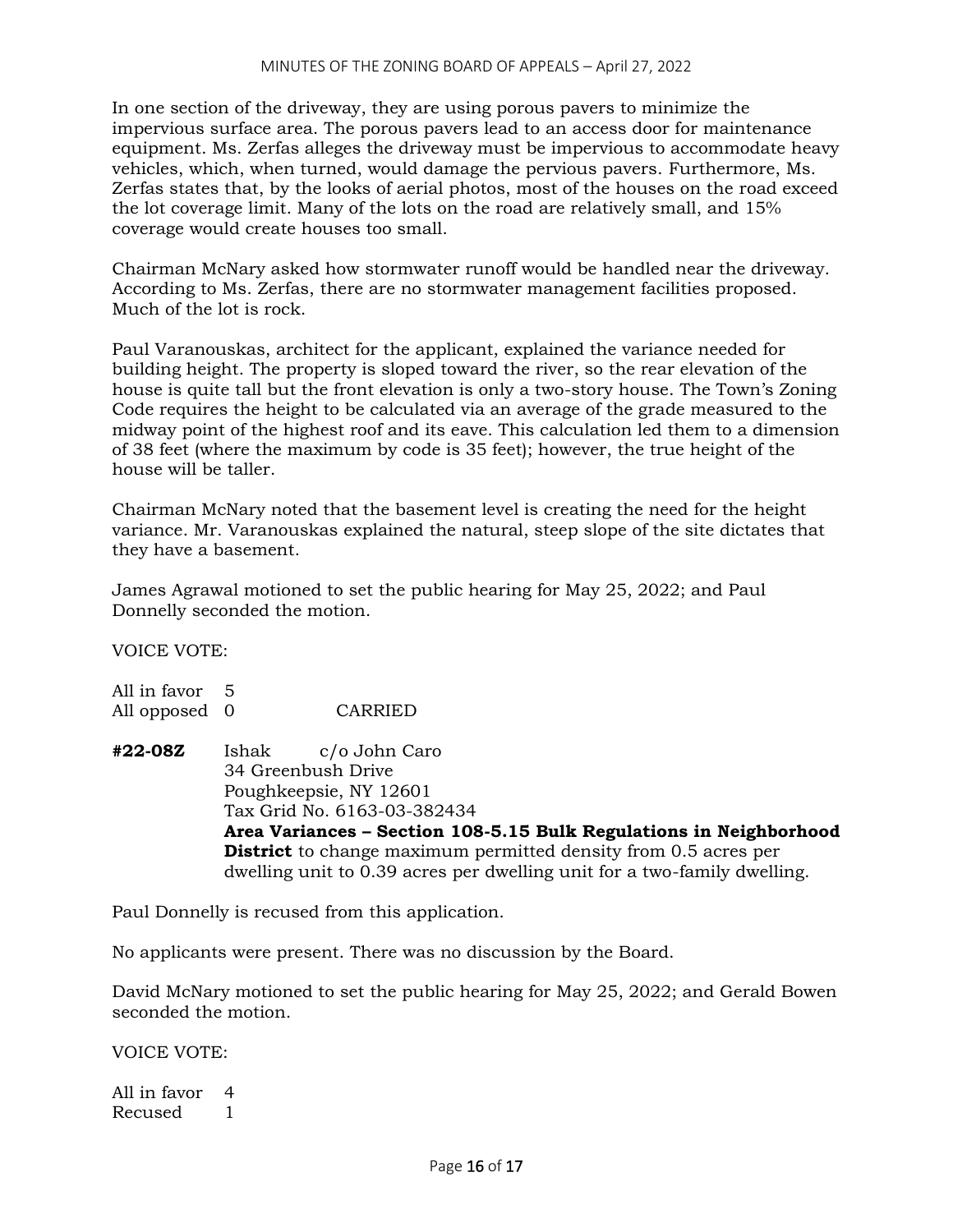In one section of the driveway, they are using porous pavers to minimize the impervious surface area. The porous pavers lead to an access door for maintenance equipment. Ms. Zerfas alleges the driveway must be impervious to accommodate heavy vehicles, which, when turned, would damage the pervious pavers. Furthermore, Ms. Zerfas states that, by the looks of aerial photos, most of the houses on the road exceed the lot coverage limit. Many of the lots on the road are relatively small, and 15% coverage would create houses too small.

Chairman McNary asked how stormwater runoff would be handled near the driveway. According to Ms. Zerfas, there are no stormwater management facilities proposed. Much of the lot is rock.

Paul Varanouskas, architect for the applicant, explained the variance needed for building height. The property is sloped toward the river, so the rear elevation of the house is quite tall but the front elevation is only a two-story house. The Town's Zoning Code requires the height to be calculated via an average of the grade measured to the midway point of the highest roof and its eave. This calculation led them to a dimension of 38 feet (where the maximum by code is 35 feet); however, the true height of the house will be taller.

Chairman McNary noted that the basement level is creating the need for the height variance. Mr. Varanouskas explained the natural, steep slope of the site dictates that they have a basement.

James Agrawal motioned to set the public hearing for May 25, 2022; and Paul Donnelly seconded the motion.

VOICE VOTE:

All in favor 5
All opposed 0 CARRIED

**#22-08Z** Ishak c/o John Caro
34 Greenbush Drive
Poughkeepsie, NY 12601
Tax Grid No. 6163-03-382434
**Area Variances – Section 108-5.15 Bulk Regulations in Neighborhood District** to change maximum permitted density from 0.5 acres per dwelling unit to 0.39 acres per dwelling unit for a two-family dwelling.

Paul Donnelly is recused from this application.

No applicants were present. There was no discussion by the Board.

David McNary motioned to set the public hearing for May 25, 2022; and Gerald Bowen seconded the motion.

VOICE VOTE:

All in favor 4
Recused 1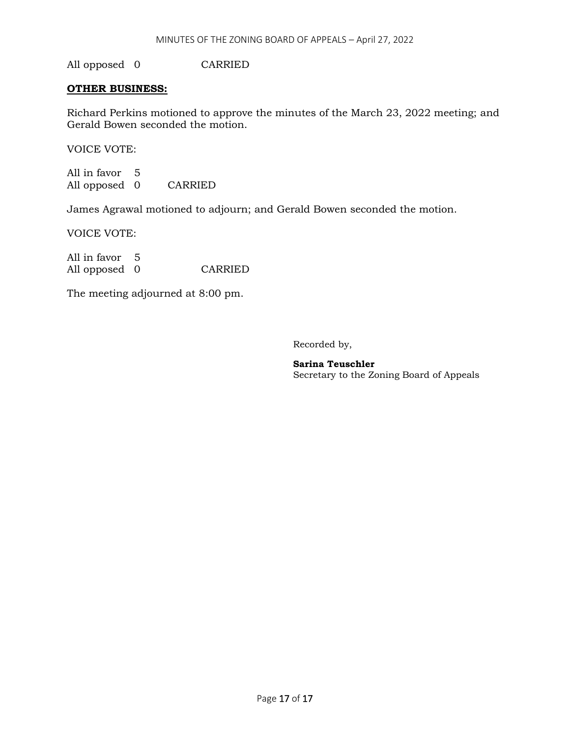All opposed 0 CARRIED

**OTHER BUSINESS:**

Richard Perkins motioned to approve the minutes of the March 23, 2022 meeting; and Gerald Bowen seconded the motion.

VOICE VOTE:

All in favor 5
All opposed 0 CARRIED

James Agrawal motioned to adjourn; and Gerald Bowen seconded the motion.

VOICE VOTE:

All in favor 5
All opposed 0 CARRIED

The meeting adjourned at 8:00 pm.

Recorded by,

**Sarina Teuschler**
Secretary to the Zoning Board of Appeals